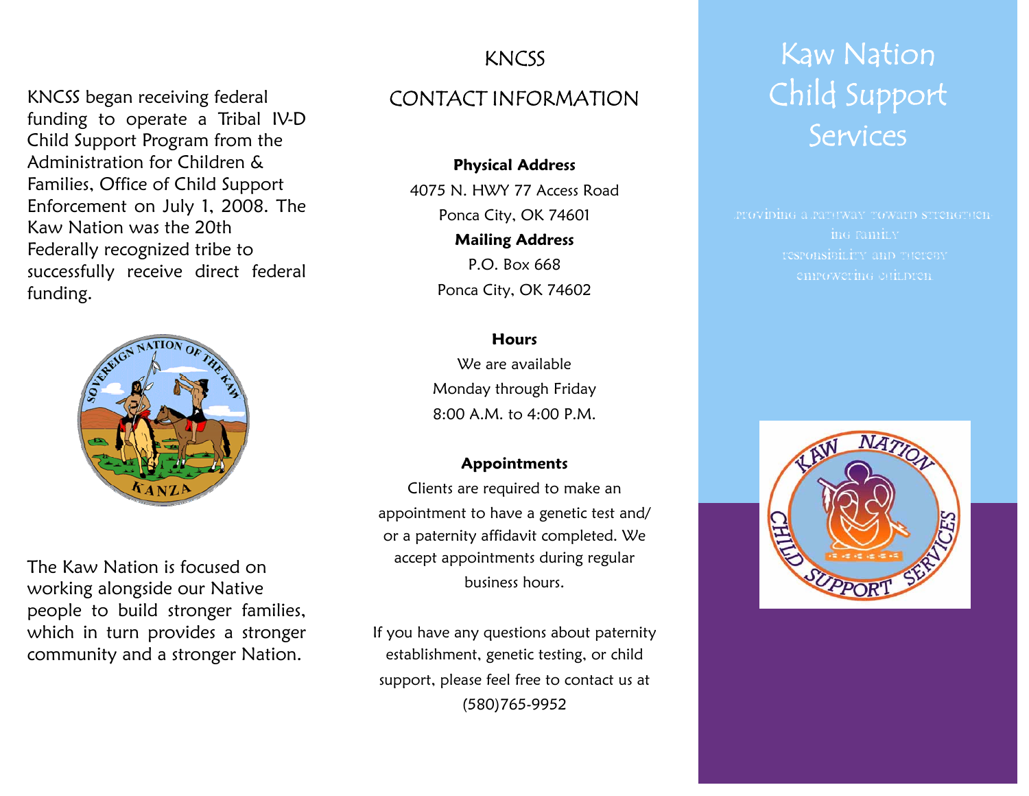KNCSS began receiving federal funding to operate a Tribal IV-D Child Support Program from the Administration for Children & Families, Office of Child Support Enforcement on July 1, 2008. The Kaw Nation was the 20th Federally recognized tribe to successfully receive direct federal funding.

The Kaw Nation is focused on working alongside our Native people to build stronger families, which in turn provides a stronger community and a stronger Nation.

# KNCSS

## CONTACT INFORMATION

**Physical Address**

4075 N. HWY 77 Access Road

Ponca City, OK 74601

**Mailing Address**

P.O. Box 668

Ponca City, OK 74602

**Hours**

We are available

Monday through Friday

8:00 A.M. to 4:00 P.M.

**Appointments**

Clients are required to make an appointment to have a genetic test and/ or a paternity affidavit completed. We accept appointments during regular business hours.

If you have any questions about paternity establishment, genetic testing, or child support, please feel free to contact us at (580)765-9952

# Kaw Nation Child Support Services

Providing a pathway toward strengthening family responsibility and thereby empowering children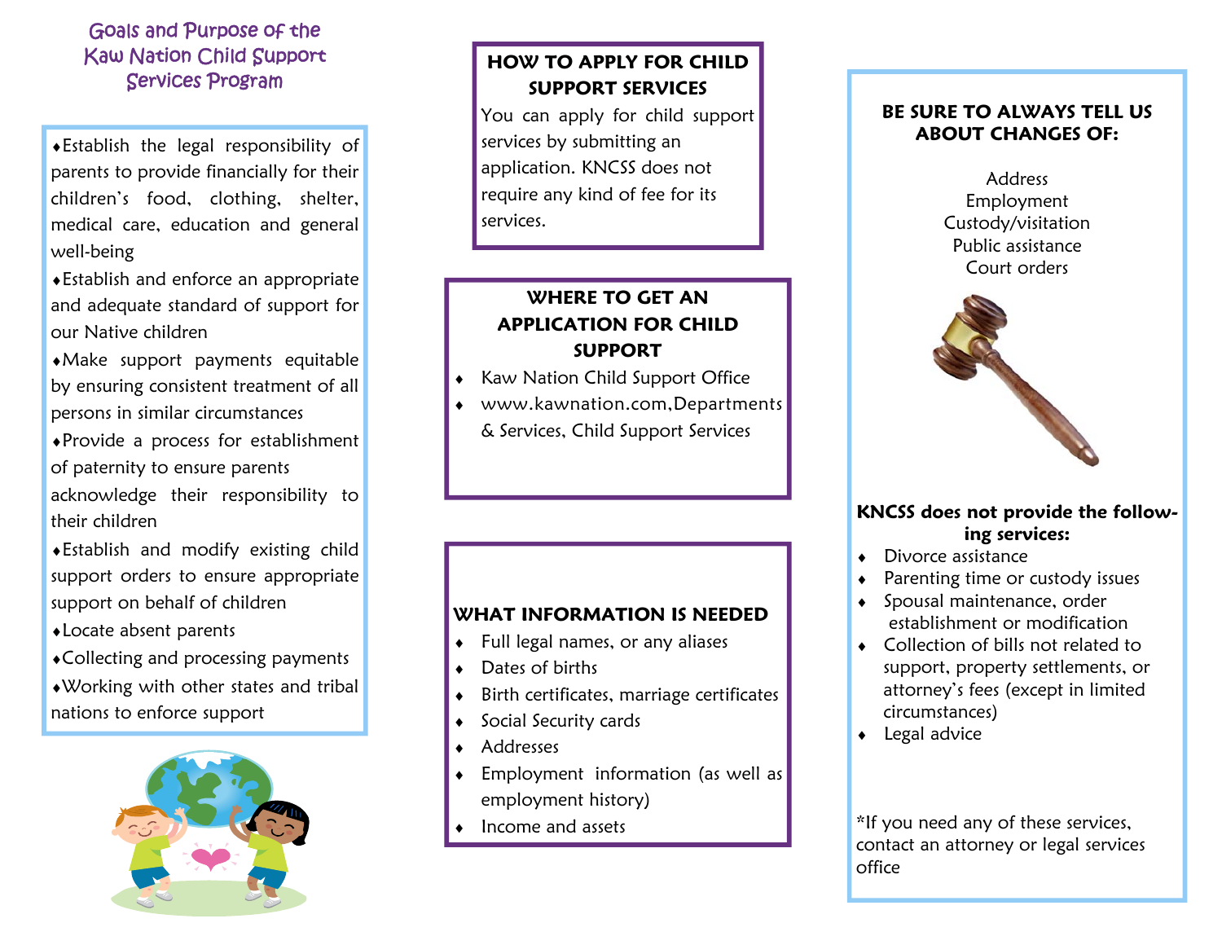## Goals and Purpose of the Kaw Nation Child Support Services Program

- Establish the legal responsibility of parents to provide financially for their children's food, clothing, shelter, medical care, education and general well-being
- Establish and enforce an appropriate and adequate standard of support for our Native children
- Make support payments equitable by ensuring consistent treatment of all persons in similar circumstances
- Provide a process for establishment of paternity to ensure parents acknowledge their responsibility to their children
- Establish and modify existing child support orders to ensure appropriate support on behalf of children
- Locate absent parents
- Collecting and processing payments
- Working with other states and tribal nations to enforce support

## HOW TO APPLY FOR CHILD SUPPORT SERVICES

You can apply for child support services by submitting an application. KNCSS does not require any kind of fee for its services.

## WHERE TO GET AN APPLICATION FOR CHILD SUPPORT

- Kaw Nation Child Support Office
- www.kawnation.com,Departments & Services, Child Support Services

## WHAT INFORMATION IS NEEDED

- Full legal names, or any aliases
- Dates of births
- Birth certificates, marriage certificates
- Social Security cards
- Addresses
- Employment information (as well as employment history)
- Income and assets

## BE SURE TO ALWAYS TELL US ABOUT CHANGES OF:

Address
Employment
Custody/visitation
Public assistance
Court orders

**KNCSS does not provide the following services:**

- Divorce assistance
- Parenting time or custody issues
- Spousal maintenance, order establishment or modification
- Collection of bills not related to support, property settlements, or attorney's fees (except in limited circumstances)
- Legal advice

*If you need any of these services, contact an attorney or legal services office